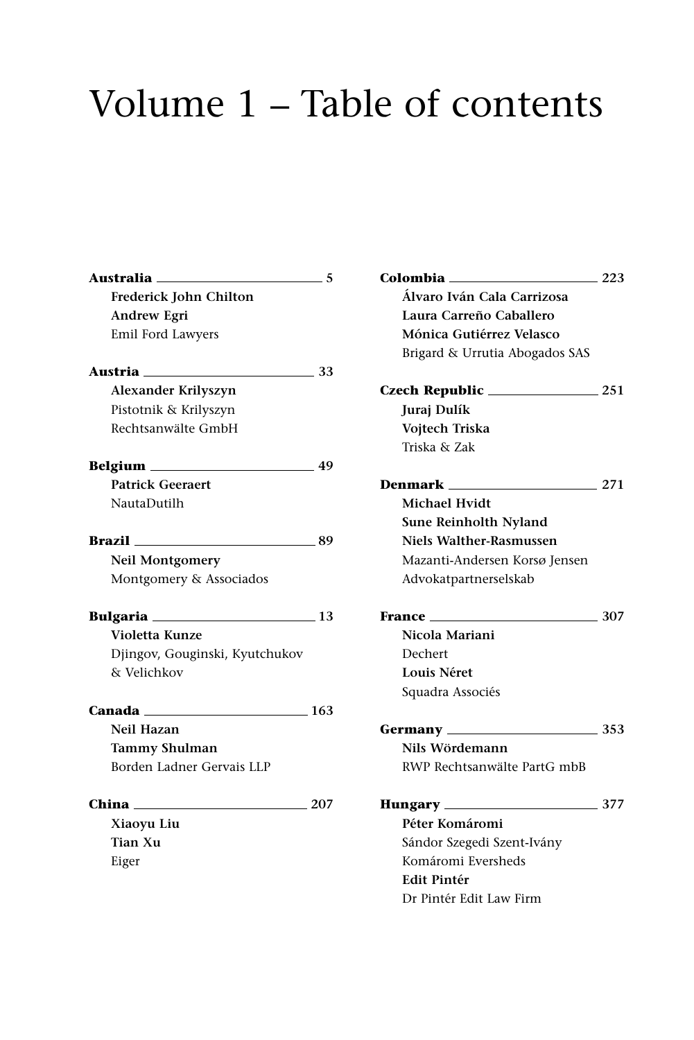# Volume 1 – Table of contents

**Australia** — 5
**Frederick John Chilton**
**Andrew Egri**
Emil Ford Lawyers

**Austria** — 33
**Alexander Krilyszyn**
Pistotnik & Krilyszyn Rechtsanwälte GmbH

**Belgium** — 49
**Patrick Geeraert**
NautaDutilh

**Brazil** — 89
**Neil Montgomery**
Montgomery & Associados

**Bulgaria** — 13
**Violetta Kunze**
Djingov, Gouginski, Kyutchukov & Velichkov

**Canada** — 163
**Neil Hazan**
**Tammy Shulman**
Borden Ladner Gervais LLP

**China** — 207
**Xiaoyu Liu**
**Tian Xu**
Eiger

**Colombia** — 223
**Álvaro Iván Cala Carrizosa**
**Laura Carreño Caballero**
**Mónica Gutiérrez Velasco**
Brigard & Urrutia Abogados SAS

**Czech Republic** — 251
**Juraj Dulík**
**Vojtech Triska**
Triska & Zak

**Denmark** — 271
**Michael Hvidt**
**Sune Reinholth Nyland**
**Niels Walther-Rasmussen**
Mazanti-Andersen Korsø Jensen Advokatpartnerselskab

**France** — 307
**Nicola Mariani**
Dechert
**Louis Néret**
Squadra Associés

**Germany** — 353
**Nils Wördemann**
RWP Rechtsanwälte PartG mbB

**Hungary** — 377
**Péter Komáromi**
Sándor Szegedi Szent-Ivány Komáromi Eversheds
**Edit Pintér**
Dr Pintér Edit Law Firm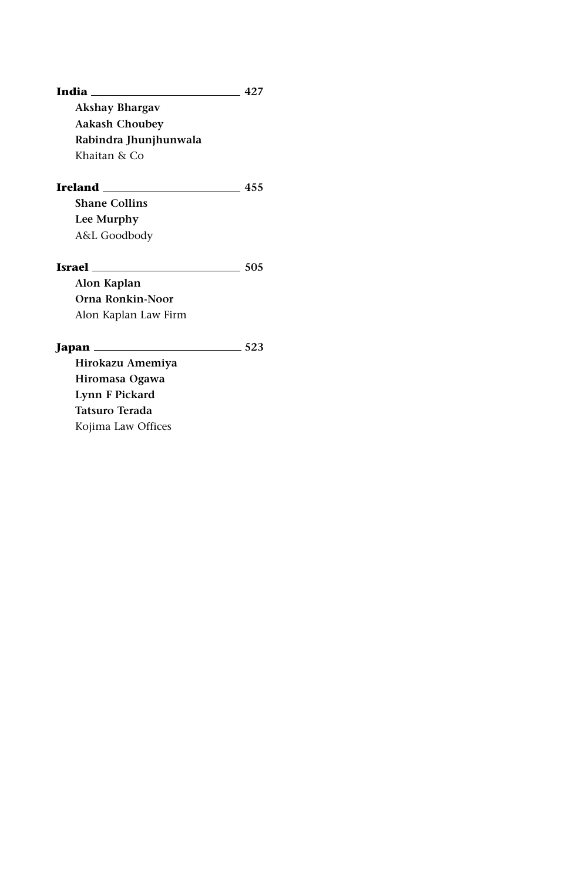**India** ______________________ **427**

**Akshay Bhargav**
**Aakash Choubey**
**Rabindra Jhunjhunwala**
Khaitan & Co

**Ireland** ______________________ **455**

**Shane Collins**
**Lee Murphy**
A&L Goodbody

**Israel** ______________________ **505**

**Alon Kaplan**
**Orna Ronkin-Noor**
Alon Kaplan Law Firm

**Japan** ______________________ **523**

**Hirokazu Amemiya**
**Hiromasa Ogawa**
**Lynn F Pickard**
**Tatsuro Terada**
Kojima Law Offices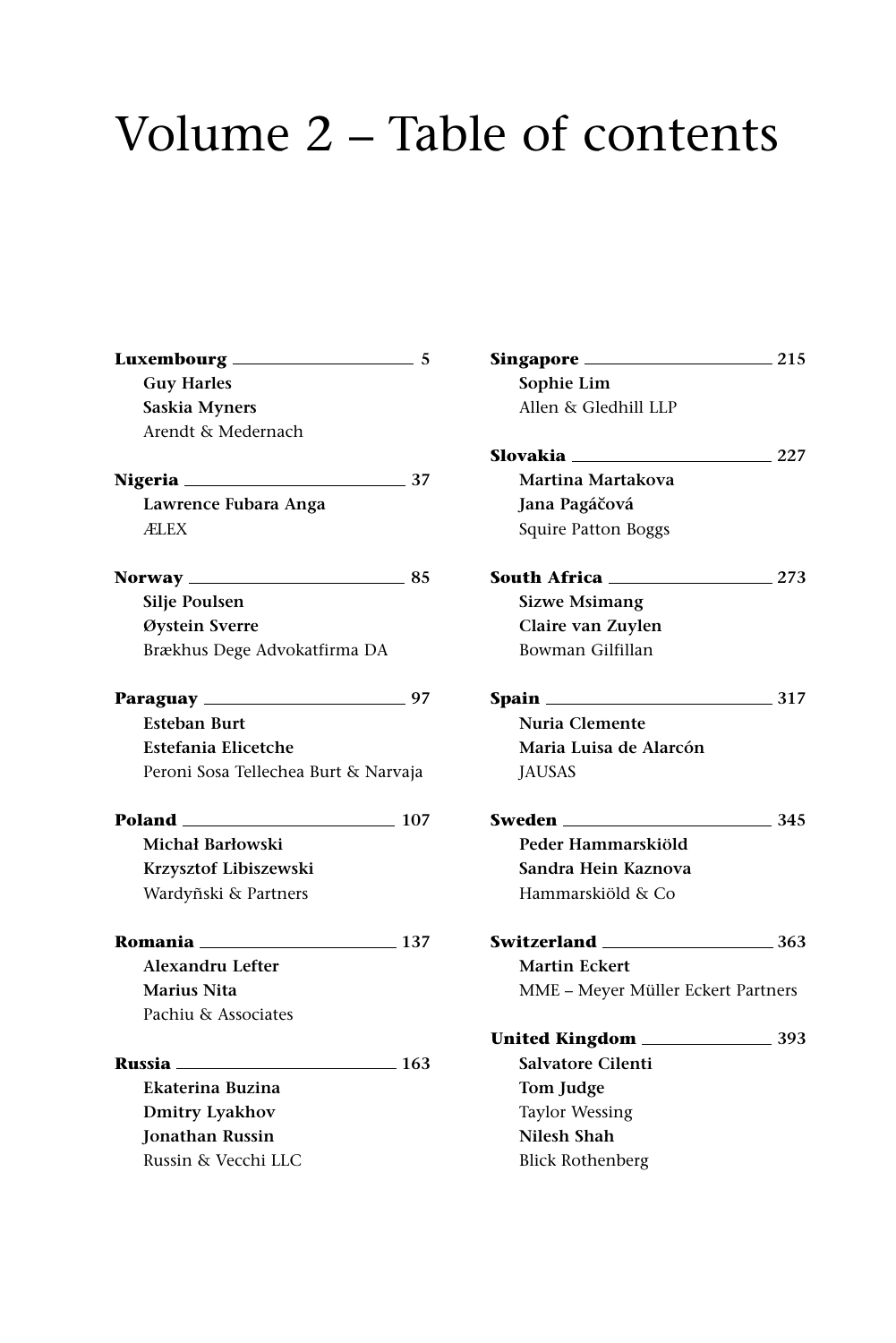# Volume 2 – Table of contents

**Luxembourg** 5
**Guy Harles**
**Saskia Myners**
Arendt & Medernach

**Nigeria** 37
**Lawrence Fubara Anga**
ÆLEX

**Norway** 85
**Silje Poulsen**
**Øystein Sverre**
Brækhus Dege Advokatfirma DA

**Paraguay** 97
**Esteban Burt**
**Estefania Elicetche**
Peroni Sosa Tellechea Burt & Narvaja

**Poland** 107
**Michał Barłowski**
**Krzysztof Libiszewski**
Wardyñski & Partners

**Romania** 137
**Alexandru Lefter**
**Marius Nita**
Pachiu & Associates

**Russia** 163
**Ekaterina Buzina**
**Dmitry Lyakhov**
**Jonathan Russin**
Russin & Vecchi LLC

**Singapore** 215
**Sophie Lim**
Allen & Gledhill LLP

**Slovakia** 227
**Martina Martakova**
**Jana Pagáčová**
Squire Patton Boggs

**South Africa** 273
**Sizwe Msimang**
**Claire van Zuylen**
Bowman Gilfillan

**Spain** 317
**Nuria Clemente**
**Maria Luisa de Alarcón**
JAUSAS

**Sweden** 345
**Peder Hammarskiöld**
**Sandra Hein Kaznova**
Hammarskiöld & Co

**Switzerland** 363
**Martin Eckert**
MME – Meyer Müller Eckert Partners

**United Kingdom** 393
**Salvatore Cilenti**
**Tom Judge**
Taylor Wessing
**Nilesh Shah**
Blick Rothenberg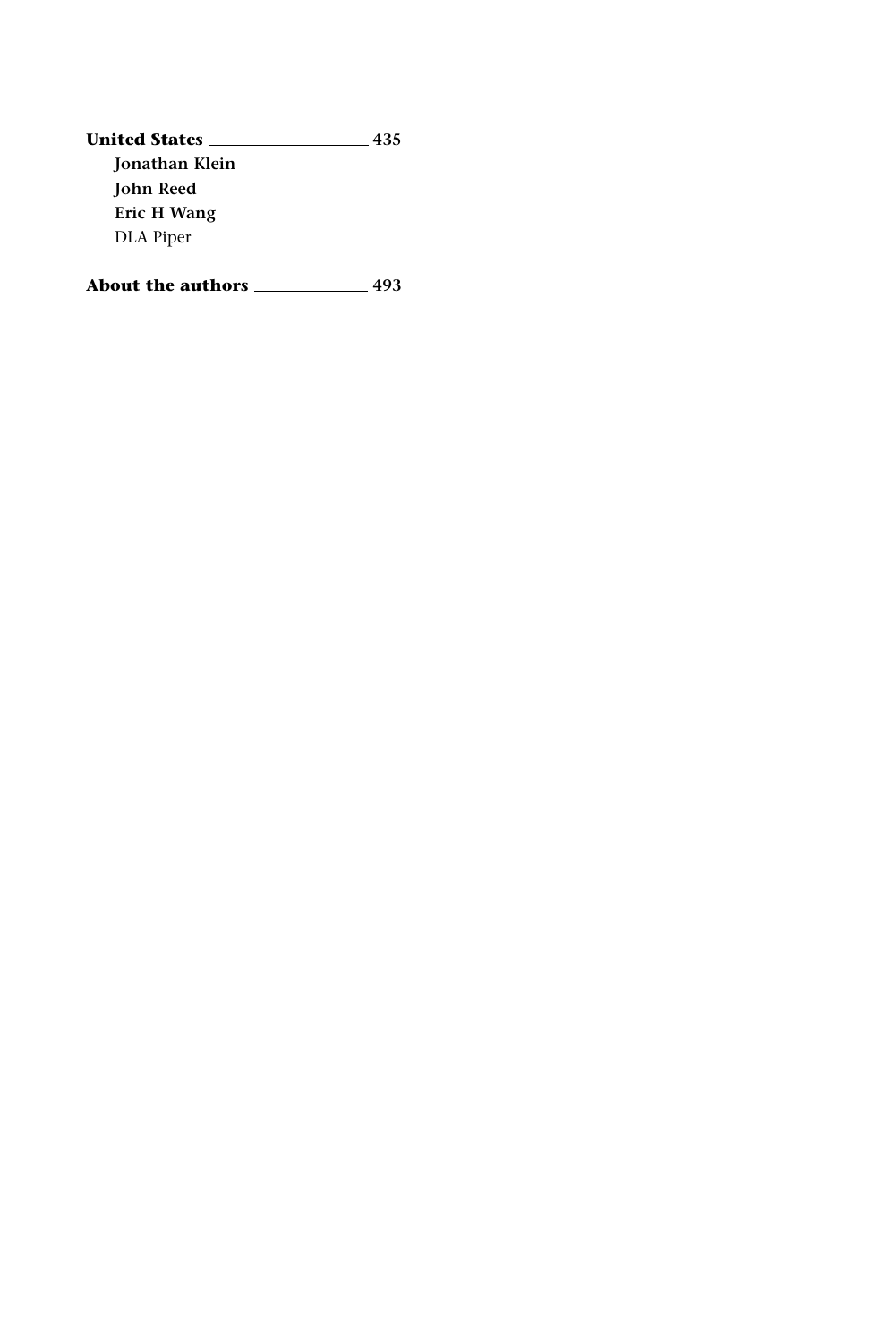**United States** ______ **435**

**Jonathan Klein**

**John Reed**

**Eric H Wang**

DLA Piper

**About the authors** ______ **493**